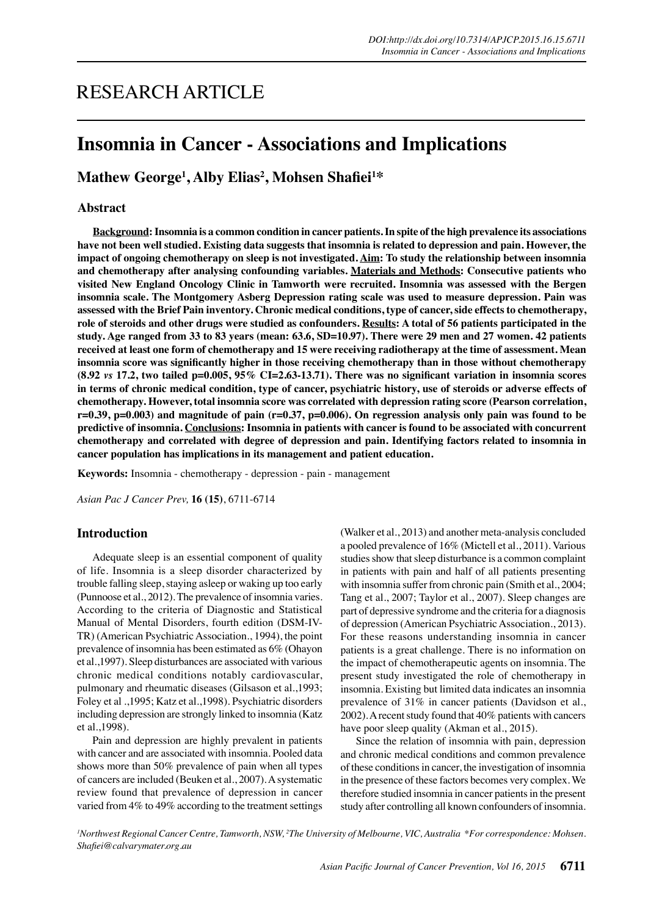RESEARCH ARTICLE

# Insomnia in Cancer - Associations and Implications

**Mathew George[1], Alby Elias[2], Mohsen Shafiei[1]***

## Abstract

**Background: Insomnia is a common condition in cancer patients. In spite of the high prevalence its associations have not been well studied. Existing data suggests that insomnia is related to depression and pain. However, the impact of ongoing chemotherapy on sleep is not investigated. Aim: To study the relationship between insomnia and chemotherapy after analysing confounding variables. Materials and Methods: Consecutive patients who visited New England Oncology Clinic in Tamworth were recruited. Insomnia was assessed with the Bergen insomnia scale. The Montgomery Asberg Depression rating scale was used to measure depression. Pain was assessed with the Brief Pain inventory. Chronic medical conditions, type of cancer, side effects to chemotherapy, role of steroids and other drugs were studied as confounders. Results: A total of 56 patients participated in the study. Age ranged from 33 to 83 years (mean: 63.6, SD=10.97). There were 29 men and 27 women. 42 patients received at least one form of chemotherapy and 15 were receiving radiotherapy at the time of assessment. Mean insomnia score was significantly higher in those receiving chemotherapy than in those without chemotherapy (8.92 *vs* 17.2, two tailed p=0.005, 95% CI=2.63-13.71). There was no significant variation in insomnia scores in terms of chronic medical condition, type of cancer, psychiatric history, use of steroids or adverse effects of chemotherapy. However, total insomnia score was correlated with depression rating score (Pearson correlation, r=0.39, p=0.003) and magnitude of pain (r=0.37, p=0.006). On regression analysis only pain was found to be predictive of insomnia. Conclusions: Insomnia in patients with cancer is found to be associated with concurrent chemotherapy and correlated with degree of depression and pain. Identifying factors related to insomnia in cancer population has implications in its management and patient education.**

**Keywords:** Insomnia - chemotherapy - depression - pain - management

*Asian Pac J Cancer Prev,* **16 (15)**, 6711-6714

## Introduction

Adequate sleep is an essential component of quality of life. Insomnia is a sleep disorder characterized by trouble falling sleep, staying asleep or waking up too early (Punnoose et al., 2012). The prevalence of insomnia varies. According to the criteria of Diagnostic and Statistical Manual of Mental Disorders, fourth edition (DSM-IV-TR) (American Psychiatric Association., 1994), the point prevalence of insomnia has been estimated as 6% (Ohayon et al.,1997). Sleep disturbances are associated with various chronic medical conditions notably cardiovascular, pulmonary and rheumatic diseases (Gilsason et al.,1993; Foley et al .,1995; Katz et al.,1998). Psychiatric disorders including depression are strongly linked to insomnia (Katz et al.,1998).

Pain and depression are highly prevalent in patients with cancer and are associated with insomnia. Pooled data shows more than 50% prevalence of pain when all types of cancers are included (Beuken et al., 2007). A systematic review found that prevalence of depression in cancer varied from 4% to 49% according to the treatment settings (Walker et al., 2013) and another meta-analysis concluded a pooled prevalence of 16% (Mictell et al., 2011). Various studies show that sleep disturbance is a common complaint in patients with pain and half of all patients presenting with insomnia suffer from chronic pain (Smith et al., 2004; Tang et al., 2007; Taylor et al., 2007). Sleep changes are part of depressive syndrome and the criteria for a diagnosis of depression (American Psychiatric Association., 2013). For these reasons understanding insomnia in cancer patients is a great challenge. There is no information on the impact of chemotherapeutic agents on insomnia. The present study investigated the role of chemotherapy in insomnia. Existing but limited data indicates an insomnia prevalence of 31% in cancer patients (Davidson et al., 2002). A recent study found that 40% patients with cancers have poor sleep quality (Akman et al., 2015).

Since the relation of insomnia with pain, depression and chronic medical conditions and common prevalence of these conditions in cancer, the investigation of insomnia in the presence of these factors becomes very complex. We therefore studied insomnia in cancer patients in the present study after controlling all known confounders of insomnia.

*[1]Northwest Regional Cancer Centre, Tamworth, NSW, [2]The University of Melbourne, VIC, Australia \*For correspondence: Mohsen.Shafiei@calvarymater.org.au*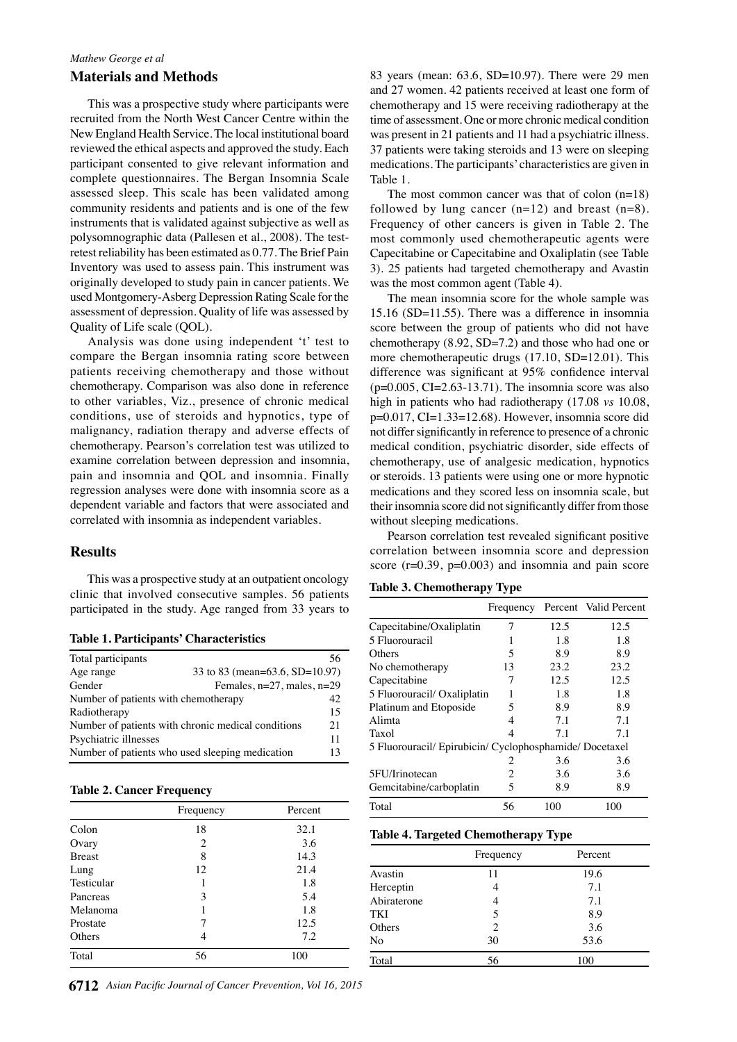## Materials and Methods

This was a prospective study where participants were recruited from the North West Cancer Centre within the New England Health Service. The local institutional board reviewed the ethical aspects and approved the study. Each participant consented to give relevant information and complete questionnaires. The Bergan Insomnia Scale assessed sleep. This scale has been validated among community residents and patients and is one of the few instruments that is validated against subjective as well as polysomnographic data (Pallesen et al., 2008). The test-retest reliability has been estimated as 0.77. The Brief Pain Inventory was used to assess pain. This instrument was originally developed to study pain in cancer patients. We used Montgomery-Asberg Depression Rating Scale for the assessment of depression. Quality of life was assessed by Quality of Life scale (QOL).

Analysis was done using independent 't' test to compare the Bergan insomnia rating score between patients receiving chemotherapy and those without chemotherapy. Comparison was also done in reference to other variables, Viz., presence of chronic medical conditions, use of steroids and hypnotics, type of malignancy, radiation therapy and adverse effects of chemotherapy. Pearson's correlation test was utilized to examine correlation between depression and insomnia, pain and insomnia and QOL and insomnia. Finally regression analyses were done with insomnia score as a dependent variable and factors that were associated and correlated with insomnia as independent variables.

## Results

This was a prospective study at an outpatient oncology clinic that involved consecutive samples. 56 patients participated in the study. Age ranged from 33 years to 83 years (mean: 63.6, SD=10.97). There were 29 men and 27 women. 42 patients received at least one form of chemotherapy and 15 were receiving radiotherapy at the time of assessment. One or more chronic medical condition was present in 21 patients and 11 had a psychiatric illness. 37 patients were taking steroids and 13 were on sleeping medications. The participants' characteristics are given in Table 1.

**Table 1. Participants' Characteristics**

| | |
|---|---|
| Total participants | 56 |
| Age range | 33 to 83 (mean=63.6, SD=10.97) |
| Gender | Females, n=27, males, n=29 |
| Number of patients with chemotherapy | 42 |
| Radiotherapy | 15 |
| Number of patients with chronic medical conditions | 21 |
| Psychiatric illnesses | 11 |
| Number of patients who used sleeping medication | 13 |

**Table 2. Cancer Frequency**

| | Frequency | Percent |
|---|---|---|
| Colon | 18 | 32.1 |
| Ovary | 2 | 3.6 |
| Breast | 8 | 14.3 |
| Lung | 12 | 21.4 |
| Testicular | 1 | 1.8 |
| Pancreas | 3 | 5.4 |
| Melanoma | 1 | 1.8 |
| Prostate | 7 | 12.5 |
| Others | 4 | 7.2 |
| Total | 56 | 100 |

The most common cancer was that of colon (n=18) followed by lung cancer (n=12) and breast (n=8). Frequency of other cancers is given in Table 2. The most commonly used chemotherapeutic agents were Capecitabine or Capecitabine and Oxaliplatin (see Table 3). 25 patients had targeted chemotherapy and Avastin was the most common agent (Table 4).

The mean insomnia score for the whole sample was 15.16 (SD=11.55). There was a difference in insomnia score between the group of patients who did not have chemotherapy (8.92, SD=7.2) and those who had one or more chemotherapeutic drugs (17.10, SD=12.01). This difference was significant at 95% confidence interval ($p=0.005$, CI=2.63-13.71). The insomnia score was also high in patients who had radiotherapy (17.08 *vs* 10.08, $p=0.017$, CI=1.33=12.68). However, insomnia score did not differ significantly in reference to presence of a chronic medical condition, psychiatric disorder, side effects of chemotherapy, use of analgesic medication, hypnotics or steroids. 13 patients were using one or more hypnotic medications and they scored less on insomnia scale, but their insomnia score did not significantly differ from those without sleeping medications.

Pearson correlation test revealed significant positive correlation between insomnia score and depression score ($r=0.39$, $p=0.003$) and insomnia and pain score

**Table 3. Chemotherapy Type**

| | Frequency | Percent | Valid Percent |
|---|---|---|---|
| Capecitabine/Oxaliplatin | 7 | 12.5 | 12.5 |
| 5 Fluorouracil | 1 | 1.8 | 1.8 |
| Others | 5 | 8.9 | 8.9 |
| No chemotherapy | 13 | 23.2 | 23.2 |
| Capecitabine | 7 | 12.5 | 12.5 |
| 5 Fluorouracil/ Oxaliplatin | 1 | 1.8 | 1.8 |
| Platinum and Etoposide | 5 | 8.9 | 8.9 |
| Alimta | 4 | 7.1 | 7.1 |
| Taxol | 4 | 7.1 | 7.1 |
| 5 Fluorouracil/ Epirubicin/ Cyclophosphamide/ Docetaxel | 2 | 3.6 | 3.6 |
| 5FU/Irinotecan | 2 | 3.6 | 3.6 |
| Gemcitabine/carboplatin | 5 | 8.9 | 8.9 |
| Total | 56 | 100 | 100 |

**Table 4. Targeted Chemotherapy Type**

| | Frequency | Percent |
|---|---|---|
| Avastin | 11 | 19.6 |
| Herceptin | 4 | 7.1 |
| Abiraterone | 4 | 7.1 |
| TKI | 5 | 8.9 |
| Others | 2 | 3.6 |
| No | 30 | 53.6 |
| Total | 56 | 100 |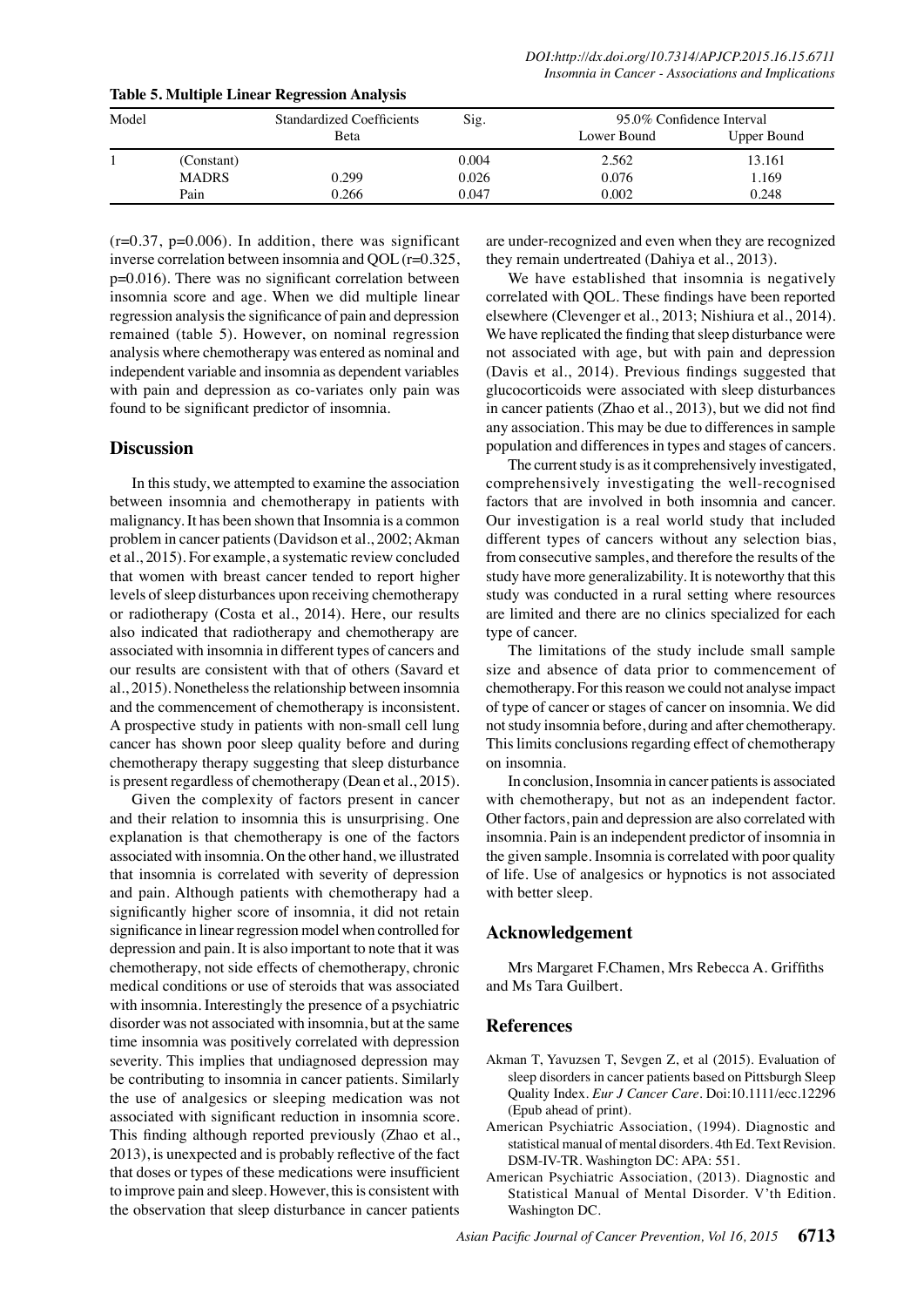**Table 5. Multiple Linear Regression Analysis**

| Model | | Standardized Coefficients | Sig. | 95.0% Confidence Interval | |
|---|---|---|---|---|---|
| | | Beta | | Lower Bound | Upper Bound |
| 1 | (Constant) | | 0.004 | 2.562 | 13.161 |
| | MADRS | 0.299 | 0.026 | 0.076 | 1.169 |
| | Pain | 0.266 | 0.047 | 0.002 | 0.248 |

(r=0.37, p=0.006). In addition, there was significant inverse correlation between insomnia and QOL (r=0.325, p=0.016). There was no significant correlation between insomnia score and age. When we did multiple linear regression analysis the significance of pain and depression remained (table 5). However, on nominal regression analysis where chemotherapy was entered as nominal and independent variable and insomnia as dependent variables with pain and depression as co-variates only pain was found to be significant predictor of insomnia.

## Discussion

In this study, we attempted to examine the association between insomnia and chemotherapy in patients with malignancy. It has been shown that Insomnia is a common problem in cancer patients (Davidson et al., 2002; Akman et al., 2015). For example, a systematic review concluded that women with breast cancer tended to report higher levels of sleep disturbances upon receiving chemotherapy or radiotherapy (Costa et al., 2014). Here, our results also indicated that radiotherapy and chemotherapy are associated with insomnia in different types of cancers and our results are consistent with that of others (Savard et al., 2015). Nonetheless the relationship between insomnia and the commencement of chemotherapy is inconsistent. A prospective study in patients with non-small cell lung cancer has shown poor sleep quality before and during chemotherapy therapy suggesting that sleep disturbance is present regardless of chemotherapy (Dean et al., 2015).

Given the complexity of factors present in cancer and their relation to insomnia this is unsurprising. One explanation is that chemotherapy is one of the factors associated with insomnia. On the other hand, we illustrated that insomnia is correlated with severity of depression and pain. Although patients with chemotherapy had a significantly higher score of insomnia, it did not retain significance in linear regression model when controlled for depression and pain. It is also important to note that it was chemotherapy, not side effects of chemotherapy, chronic medical conditions or use of steroids that was associated with insomnia. Interestingly the presence of a psychiatric disorder was not associated with insomnia, but at the same time insomnia was positively correlated with depression severity. This implies that undiagnosed depression may be contributing to insomnia in cancer patients. Similarly the use of analgesics or sleeping medication was not associated with significant reduction in insomnia score. This finding although reported previously (Zhao et al., 2013), is unexpected and is probably reflective of the fact that doses or types of these medications were insufficient to improve pain and sleep. However, this is consistent with the observation that sleep disturbance in cancer patients are under-recognized and even when they are recognized they remain undertreated (Dahiya et al., 2013).

We have established that insomnia is negatively correlated with QOL. These findings have been reported elsewhere (Clevenger et al., 2013; Nishiura et al., 2014). We have replicated the finding that sleep disturbance were not associated with age, but with pain and depression (Davis et al., 2014). Previous findings suggested that glucocorticoids were associated with sleep disturbances in cancer patients (Zhao et al., 2013), but we did not find any association. This may be due to differences in sample population and differences in types and stages of cancers.

The current study is as it comprehensively investigated, comprehensively investigating the well-recognised factors that are involved in both insomnia and cancer. Our investigation is a real world study that included different types of cancers without any selection bias, from consecutive samples, and therefore the results of the study have more generalizability. It is noteworthy that this study was conducted in a rural setting where resources are limited and there are no clinics specialized for each type of cancer.

The limitations of the study include small sample size and absence of data prior to commencement of chemotherapy. For this reason we could not analyse impact of type of cancer or stages of cancer on insomnia. We did not study insomnia before, during and after chemotherapy. This limits conclusions regarding effect of chemotherapy on insomnia.

In conclusion, Insomnia in cancer patients is associated with chemotherapy, but not as an independent factor. Other factors, pain and depression are also correlated with insomnia. Pain is an independent predictor of insomnia in the given sample. Insomnia is correlated with poor quality of life. Use of analgesics or hypnotics is not associated with better sleep.

## Acknowledgement

Mrs Margaret F.Chamen, Mrs Rebecca A. Griffiths and Ms Tara Guilbert.

## References

Akman T, Yavuzsen T, Sevgen Z, et al (2015). Evaluation of sleep disorders in cancer patients based on Pittsburgh Sleep Quality Index. *Eur J Cancer Care*. Doi:10.1111/ecc.12296 (Epub ahead of print).

American Psychiatric Association, (1994). Diagnostic and statistical manual of mental disorders. 4th Ed. Text Revision. DSM-IV-TR. Washington DC: APA: 551.

American Psychiatric Association, (2013). Diagnostic and Statistical Manual of Mental Disorder. V'th Edition. Washington DC.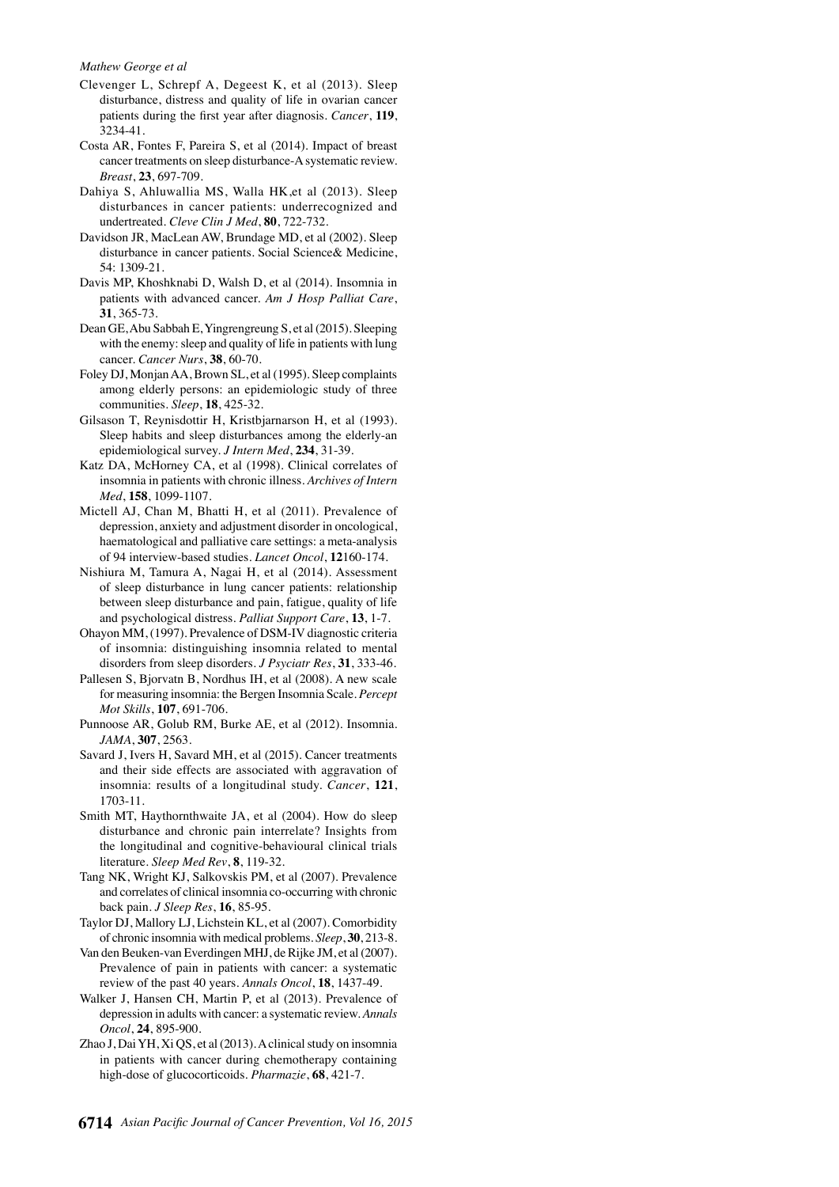Clevenger L, Schrepf A, Degeest K, et al (2013). Sleep disturbance, distress and quality of life in ovarian cancer patients during the first year after diagnosis. *Cancer*, **119**, 3234-41.

Costa AR, Fontes F, Pareira S, et al (2014). Impact of breast cancer treatments on sleep disturbance-A systematic review. *Breast*, **23**, 697-709.

Dahiya S, Ahluwallia MS, Walla HK,et al (2013). Sleep disturbances in cancer patients: underrecognized and undertreated. *Cleve Clin J Med*, **80**, 722-732.

Davidson JR, MacLean AW, Brundage MD, et al (2002). Sleep disturbance in cancer patients. Social Science& Medicine, 54: 1309-21.

Davis MP, Khoshknabi D, Walsh D, et al (2014). Insomnia in patients with advanced cancer. *Am J Hosp Palliat Care*, **31**, 365-73.

Dean GE, Abu Sabbah E, Yingrengreung S, et al (2015). Sleeping with the enemy: sleep and quality of life in patients with lung cancer. *Cancer Nurs*, **38**, 60-70.

Foley DJ, Monjan AA, Brown SL, et al (1995). Sleep complaints among elderly persons: an epidemiologic study of three communities. *Sleep*, **18**, 425-32.

Gilsason T, Reynisdottir H, Kristbjarnarson H, et al (1993). Sleep habits and sleep disturbances among the elderly-an epidemiological survey. *J Intern Med*, **234**, 31-39.

Katz DA, McHorney CA, et al (1998). Clinical correlates of insomnia in patients with chronic illness. *Archives of Intern Med*, **158**, 1099-1107.

Mictell AJ, Chan M, Bhatti H, et al (2011). Prevalence of depression, anxiety and adjustment disorder in oncological, haematological and palliative care settings: a meta-analysis of 94 interview-based studies. *Lancet Oncol*, **12**160-174.

Nishiura M, Tamura A, Nagai H, et al (2014). Assessment of sleep disturbance in lung cancer patients: relationship between sleep disturbance and pain, fatigue, quality of life and psychological distress. *Palliat Support Care*, **13**, 1-7.

Ohayon MM, (1997). Prevalence of DSM-IV diagnostic criteria of insomnia: distinguishing insomnia related to mental disorders from sleep disorders. *J Psyciatr Res*, **31**, 333-46.

Pallesen S, Bjorvatn B, Nordhus IH, et al (2008). A new scale for measuring insomnia: the Bergen Insomnia Scale. *Percept Mot Skills*, **107**, 691-706.

Punnoose AR, Golub RM, Burke AE, et al (2012). Insomnia. *JAMA*, **307**, 2563.

Savard J, Ivers H, Savard MH, et al (2015). Cancer treatments and their side effects are associated with aggravation of insomnia: results of a longitudinal study. *Cancer*, **121**, 1703-11.

Smith MT, Haythornthwaite JA, et al (2004). How do sleep disturbance and chronic pain interrelate? Insights from the longitudinal and cognitive-behavioural clinical trials literature. *Sleep Med Rev*, **8**, 119-32.

Tang NK, Wright KJ, Salkovskis PM, et al (2007). Prevalence and correlates of clinical insomnia co-occurring with chronic back pain. *J Sleep Res*, **16**, 85-95.

Taylor DJ, Mallory LJ, Lichstein KL, et al (2007). Comorbidity of chronic insomnia with medical problems. *Sleep*, **30**, 213-8.

Van den Beuken-van Everdingen MHJ, de Rijke JM, et al (2007). Prevalence of pain in patients with cancer: a systematic review of the past 40 years. *Annals Oncol*, **18**, 1437-49.

Walker J, Hansen CH, Martin P, et al (2013). Prevalence of depression in adults with cancer: a systematic review. *Annals Oncol*, **24**, 895-900.

Zhao J, Dai YH, Xi QS, et al (2013). A clinical study on insomnia in patients with cancer during chemotherapy containing high-dose of glucocorticoids. *Pharmazie*, **68**, 421-7.